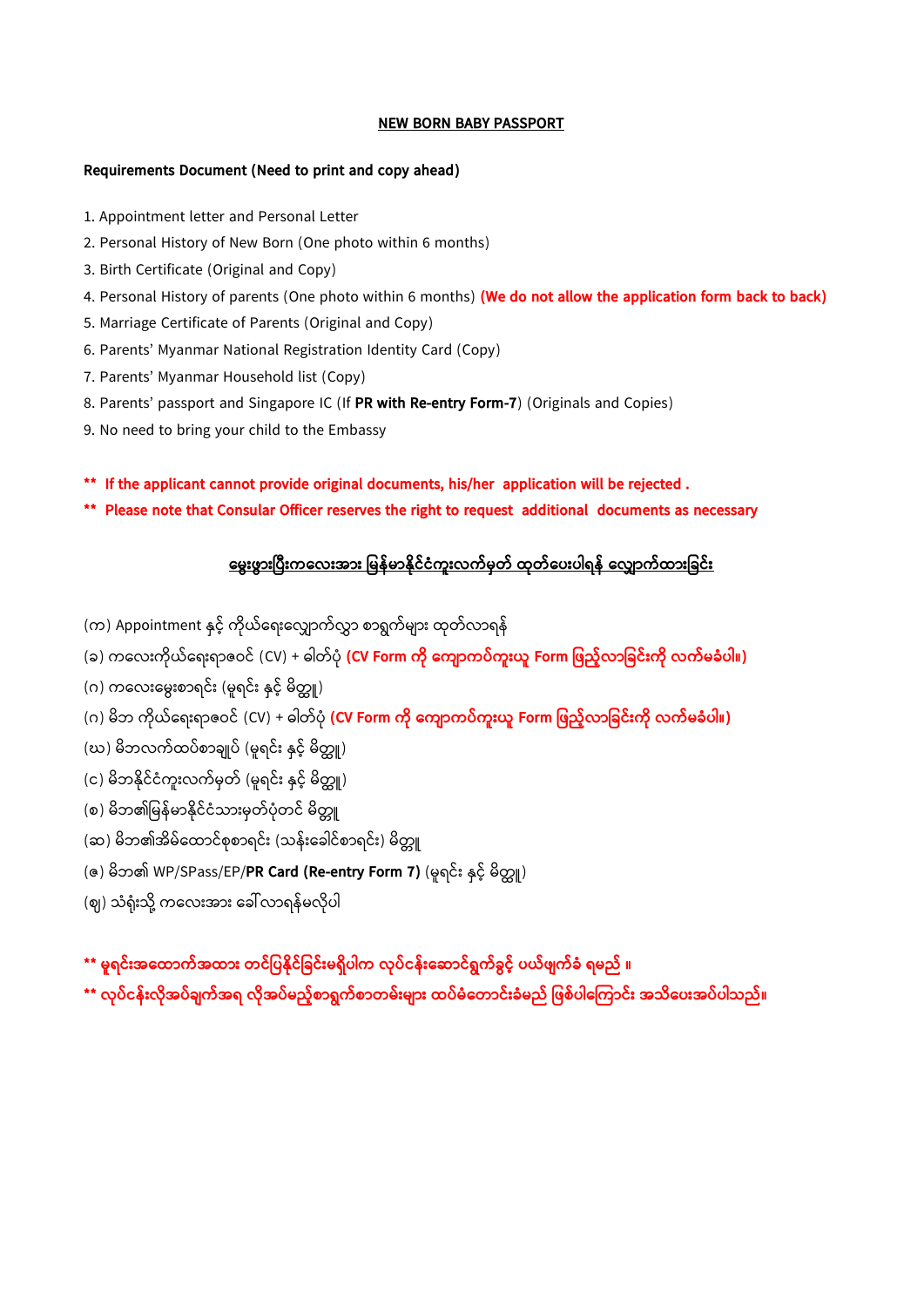# NEW BORN BABY PASSPORT

**Requirements Document (Need to print and copy ahead)**

1. Appointment letter and Personal Letter
2. Personal History of New Born (One photo within 6 months)
3. Birth Certificate (Original and Copy)
4. Personal History of parents (One photo within 6 months) **(We do not allow the application form back to back)**
5. Marriage Certificate of Parents (Original and Copy)
6. Parents' Myanmar National Registration Identity Card (Copy)
7. Parents' Myanmar Household list (Copy)
8. Parents' passport and Singapore IC (If **PR with Re-entry Form-7**) (Originals and Copies)
9. No need to bring your child to the Embassy

**** If the applicant cannot provide original documents, his/her application will be rejected .**

**** Please note that Consular Officer reserves the right to request additional documents as necessary**

## မွေးဖွားပြီးကလေးအား မြန်မာနိုင်ငံကူးလက်မှတ် ထုတ်ပေးပါရန် လျှောက်ထားခြင်း

(က) Appointment နှင့် ကိုယ်ရေးလျှောက်လွှာ စာရွက်များ ထုတ်လာရန်

(ခ) ကလေးကိုယ်ရေးရာဇဝင် (CV) + ဓါတ်ပုံ **(CV Form ကို ကျောကပ်ကူးယူ Form ဖြည့်လာခြင်းကို လက်မခံပါ။)**

(ဂ) ကလေးမွေးစာရင်း (မူရင်း နှင့် မိတ္တူ)

(ဂ) မိဘ ကိုယ်ရေးရာဇဝင် (CV) + ဓါတ်ပုံ **(CV Form ကို ကျောကပ်ကူးယူ Form ဖြည့်လာခြင်းကို လက်မခံပါ။)**

(ဃ) မိဘလက်ထပ်စာချုပ် (မူရင်း နှင့် မိတ္တူ)

(င) မိဘနိုင်ငံကူးလက်မှတ် (မူရင်း နှင့် မိတ္တူ)

(စ) မိဘ၏မြန်မာနိုင်ငံသားမှတ်ပုံတင် မိတ္တူ

(ဆ) မိဘ၏အိမ်ထောင်စုစာရင်း (သန်းခေါင်စာရင်း) မိတ္တူ

(ဇ) မိဘ၏ WP/SPass/EP/**PR Card (Re-entry Form 7)** (မူရင်း နှင့် မိတ္တူ)

(ဈ) သံရုံးသို့ ကလေးအား ခေါ်လာရန်မလိုပါ

**** မူရင်းအထောက်အထား တင်ပြနိုင်ခြင်းမရှိပါက လုပ်ငန်းဆောင်ရွက်ခွင့် ပယ်ဖျက်ခံ ရမည် ။**

**** လုပ်ငန်းလိုအပ်ချက်အရ လိုအပ်မည့်စာရွက်စာတမ်းများ ထပ်မံတောင်းခံမည် ဖြစ်ပါကြောင်း အသိပေးအပ်ပါသည်။**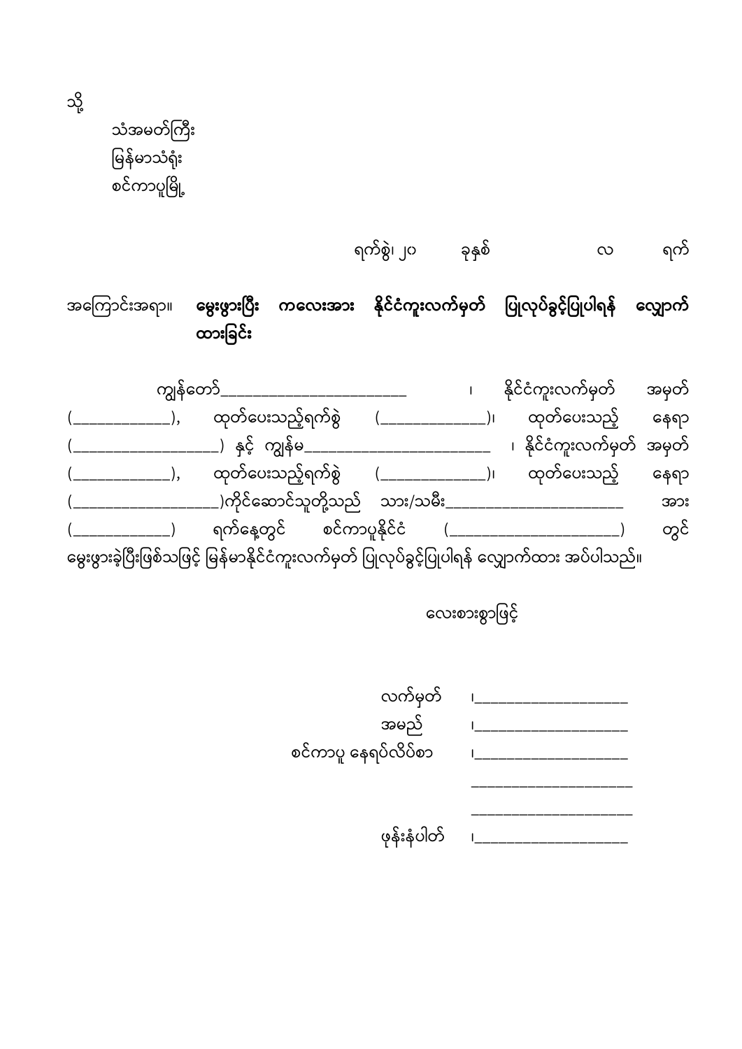သို့

သံအမတ်ကြီး

မြန်မာသံရုံး

စင်ကာပူမြို့

ရက်စွဲ၊ ၂၀ ခုနှစ် လ ရက်

အကြောင်းအရာ။ **မွေးဖွားပြီး ကလေးအား နိုင်ငံကူးလက်မှတ် ပြုလုပ်ခွင့်ပြုပါရန် လျှောက်ထားခြင်း**

ကျွန်တော်_________________________ ၊ နိုင်ငံကူးလက်မှတ် အမှတ် (_____________), ထုတ်ပေးသည့်ရက်စွဲ (_____________)၊ ထုတ်ပေးသည့် နေရာ (___________________) နှင့် ကျွန်မ_________________________ ၊ နိုင်ငံကူးလက်မှတ် အမှတ် (_____________), ထုတ်ပေးသည့်ရက်စွဲ (_____________)၊ ထုတ်ပေးသည့် နေရာ (___________________)ကိုင်ဆောင်သူတို့သည် သား/သမီး________________________ အား (_____________) ရက်နေ့တွင် စင်ကာပူနိုင်ငံ (______________________) တွင် မွေးဖွားခဲ့ပြီးဖြစ်သဖြင့် မြန်မာနိုင်ငံကူးလက်မှတ် ပြုလုပ်ခွင့်ပြုပါရန် လျှောက်ထား အပ်ပါသည်။

လေးစားစွာဖြင့်

လက်မှတ် ၊___________________

အမည် ၊___________________

စင်ကာပူ နေရပ်လိပ်စာ ၊___________________

____________________

____________________

ဖုန်းနံပါတ် ၊___________________